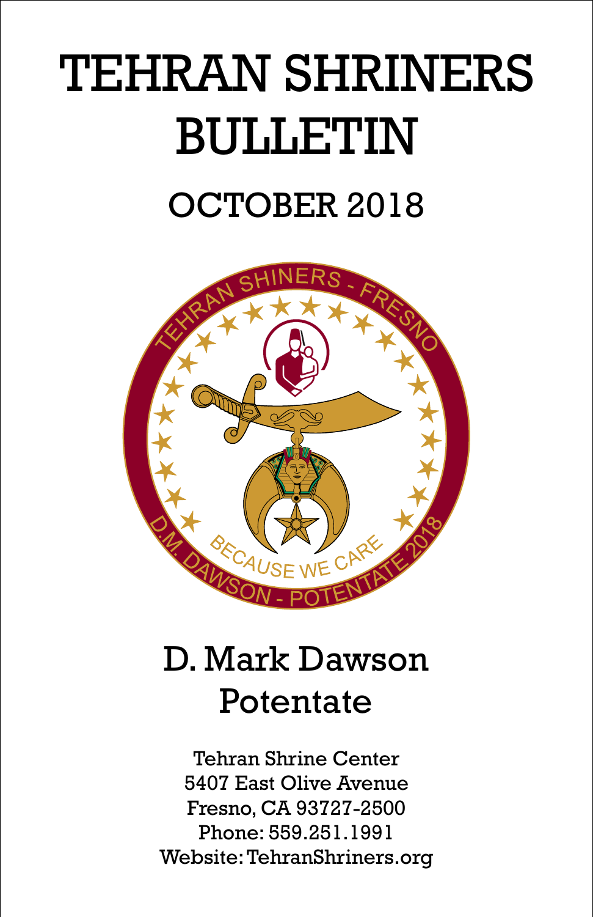# TEHRAN SHRINERS BULLETIN

## OCTOBER 2018

TEHRAN SHINERS - FRESNO

BECAUSE WE CARE

D.M. DAWSON - POTENTATE 2018

## D. Mark Dawson
## Potentate

Tehran Shrine Center
5407 East Olive Avenue
Fresno, CA 93727-2500
Phone: 559.251.1991
Website: TehranShriners.org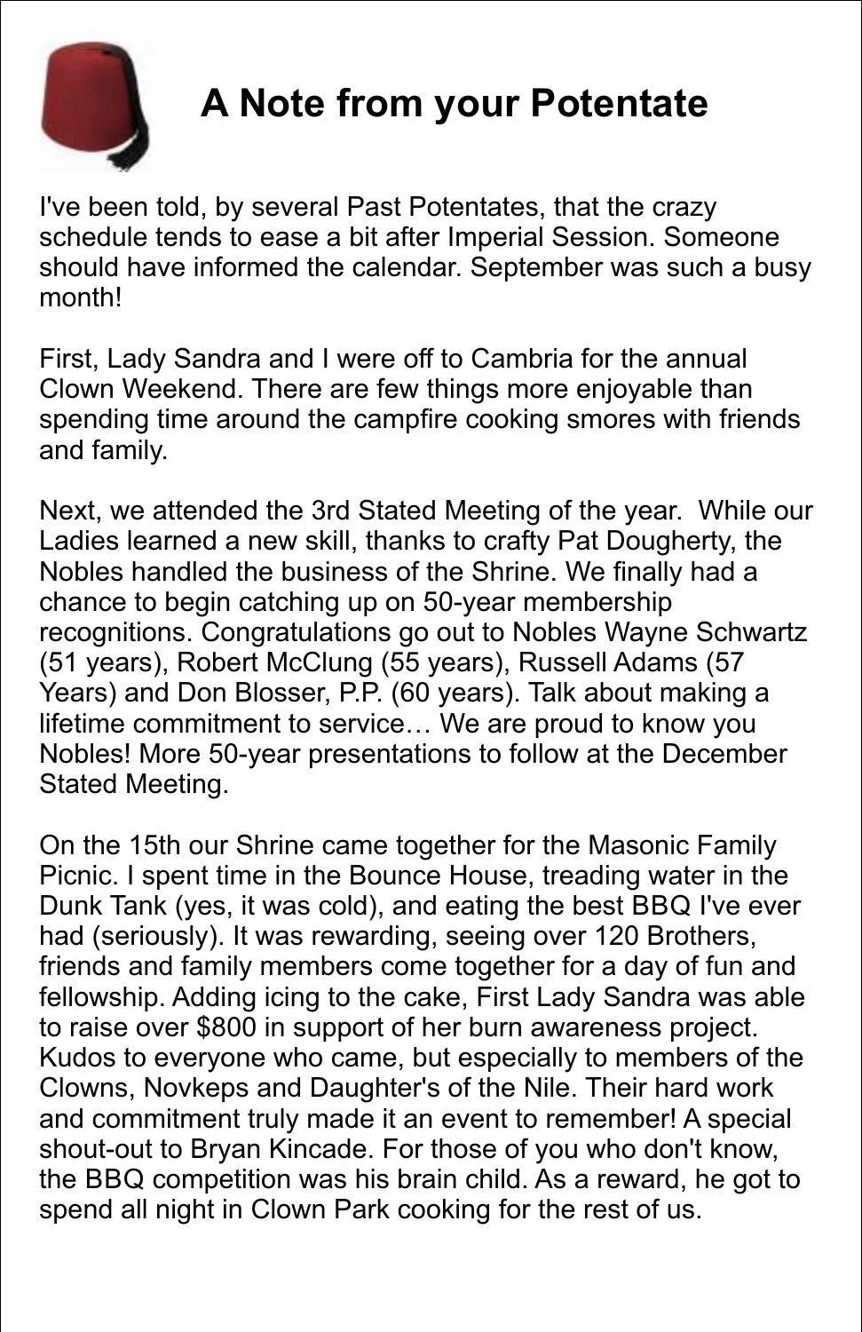# A Note from your Potentate

I've been told, by several Past Potentates, that the crazy schedule tends to ease a bit after Imperial Session. Someone should have informed the calendar. September was such a busy month!

First, Lady Sandra and I were off to Cambria for the annual Clown Weekend. There are few things more enjoyable than spending time around the campfire cooking smores with friends and family.

Next, we attended the 3rd Stated Meeting of the year. While our Ladies learned a new skill, thanks to crafty Pat Dougherty, the Nobles handled the business of the Shrine. We finally had a chance to begin catching up on 50-year membership recognitions. Congratulations go out to Nobles Wayne Schwartz (51 years), Robert McClung (55 years), Russell Adams (57 Years) and Don Blosser, P.P. (60 years). Talk about making a lifetime commitment to service… We are proud to know you Nobles! More 50-year presentations to follow at the December Stated Meeting.

On the 15th our Shrine came together for the Masonic Family Picnic. I spent time in the Bounce House, treading water in the Dunk Tank (yes, it was cold), and eating the best BBQ I've ever had (seriously). It was rewarding, seeing over 120 Brothers, friends and family members come together for a day of fun and fellowship. Adding icing to the cake, First Lady Sandra was able to raise over $800 in support of her burn awareness project. Kudos to everyone who came, but especially to members of the Clowns, Novkeps and Daughter's of the Nile. Their hard work and commitment truly made it an event to remember! A special shout-out to Bryan Kincade. For those of you who don't know, the BBQ competition was his brain child. As a reward, he got to spend all night in Clown Park cooking for the rest of us.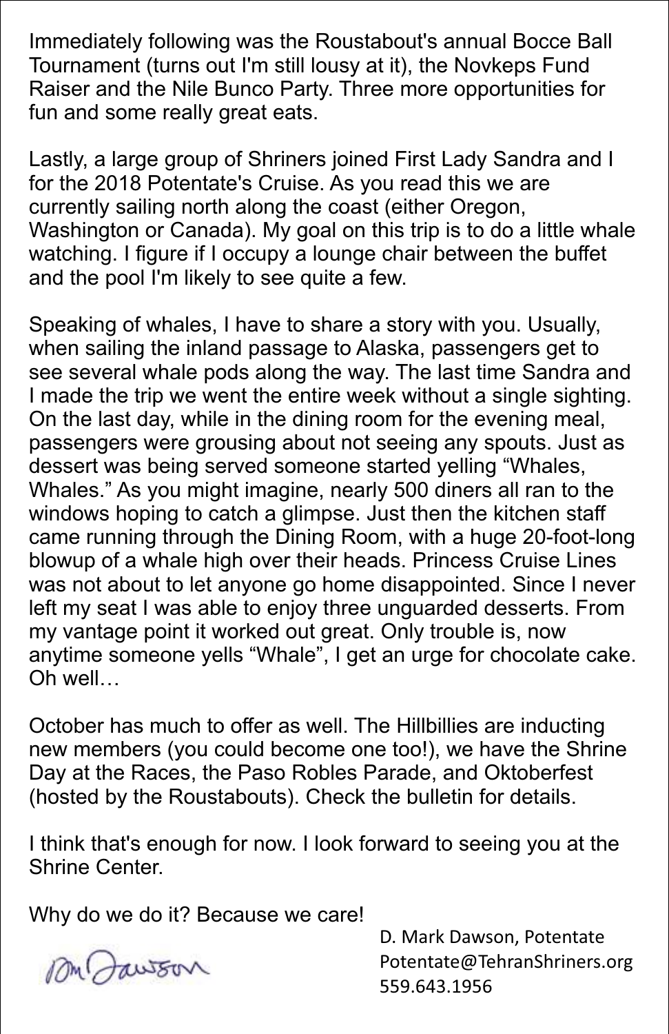Immediately following was the Roustabout's annual Bocce Ball Tournament (turns out I'm still lousy at it), the Novkeps Fund Raiser and the Nile Bunco Party. Three more opportunities for fun and some really great eats.

Lastly, a large group of Shriners joined First Lady Sandra and I for the 2018 Potentate's Cruise. As you read this we are currently sailing north along the coast (either Oregon, Washington or Canada). My goal on this trip is to do a little whale watching. I figure if I occupy a lounge chair between the buffet and the pool I'm likely to see quite a few.

Speaking of whales, I have to share a story with you. Usually, when sailing the inland passage to Alaska, passengers get to see several whale pods along the way. The last time Sandra and I made the trip we went the entire week without a single sighting. On the last day, while in the dining room for the evening meal, passengers were grousing about not seeing any spouts. Just as dessert was being served someone started yelling "Whales, Whales." As you might imagine, nearly 500 diners all ran to the windows hoping to catch a glimpse. Just then the kitchen staff came running through the Dining Room, with a huge 20-foot-long blowup of a whale high over their heads. Princess Cruise Lines was not about to let anyone go home disappointed. Since I never left my seat I was able to enjoy three unguarded desserts. From my vantage point it worked out great. Only trouble is, now anytime someone yells "Whale", I get an urge for chocolate cake. Oh well…

October has much to offer as well. The Hillbillies are inducting new members (you could become one too!), we have the Shrine Day at the Races, the Paso Robles Parade, and Oktoberfest (hosted by the Roustabouts). Check the bulletin for details.

I think that's enough for now. I look forward to seeing you at the Shrine Center.

Why do we do it? Because we care!

D. Mark Dawson, Potentate
Potentate@TehranShriners.org
559.643.1956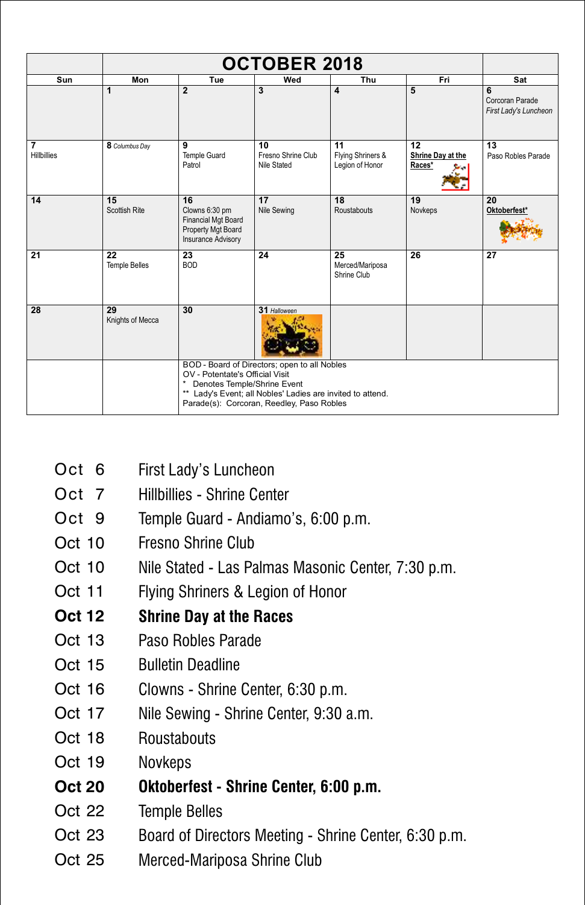# OCTOBER 2018

| Sun | Mon | Tue | Wed | Thu | Fri | Sat |
|---|---|---|---|---|---|---|
| | **1** | **2** | **3** | **4** | **5** | **6** Corcoran Parade *First Lady's Luncheon* |
| **7** Hillbillies | **8** *Columbus Day* | **9** Temple Guard Patrol | **10** Fresno Shrine Club Nile Stated | **11** Flying Shriners & Legion of Honor | **12** **Shrine Day at the Races*** | **13** Paso Robles Parade |
| **14** | **15** Scottish Rite | **16** Clowns 6:30 pm Financial Mgt Board Property Mgt Board Insurance Advisory | **17** Nile Sewing | **18** Roustabouts | **19** Novkeps | **20** **Oktoberfest*** |
| **21** | **22** Temple Belles | **23** BOD | **24** | **25** Merced/Mariposa Shrine Club | **26** | **27** |
| **28** | **29** Knights of Mecca | **30** | **31** *Halloween* | | | |

BOD - Board of Directors; open to all Nobles
OV - Potentate's Official Visit
* Denotes Temple/Shrine Event
** Lady's Event; all Nobles' Ladies are invited to attend.
Parade(s): Corcoran, Reedley, Paso Robles

| | |
|---|---|
| Oct 6 | First Lady's Luncheon |
| Oct 7 | Hillbillies - Shrine Center |
| Oct 9 | Temple Guard - Andiamo's, 6:00 p.m. |
| Oct 10 | Fresno Shrine Club |
| Oct 10 | Nile Stated - Las Palmas Masonic Center, 7:30 p.m. |
| Oct 11 | Flying Shriners & Legion of Honor |
| **Oct 12** | **Shrine Day at the Races** |
| Oct 13 | Paso Robles Parade |
| Oct 15 | Bulletin Deadline |
| Oct 16 | Clowns - Shrine Center, 6:30 p.m. |
| Oct 17 | Nile Sewing - Shrine Center, 9:30 a.m. |
| Oct 18 | Roustabouts |
| Oct 19 | Novkeps |
| **Oct 20** | **Oktoberfest - Shrine Center, 6:00 p.m.** |
| Oct 22 | Temple Belles |
| Oct 23 | Board of Directors Meeting - Shrine Center, 6:30 p.m. |
| Oct 25 | Merced-Mariposa Shrine Club |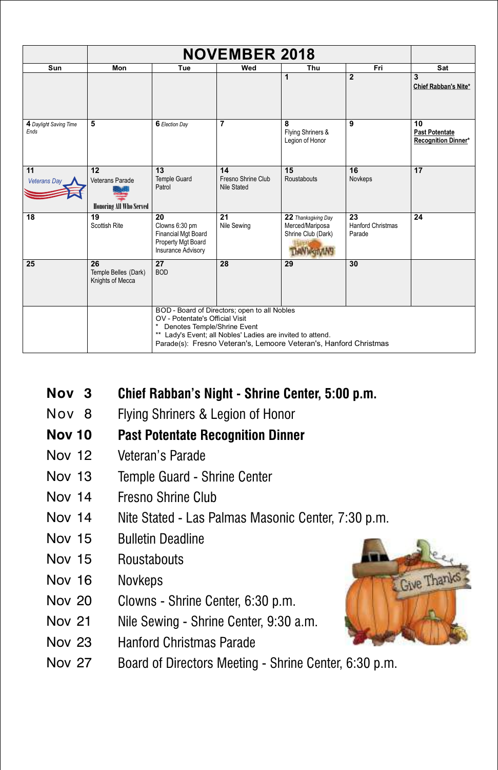| | NOVEMBER 2018 | | | | | |
|---|---|---|---|---|---|---|
| Sun | Mon | Tue | Wed | Thu | Fri | Sat |
| | | | | 1 | 2 | 3 Chief Rabban's Nite* |
| 4 Daylight Saving Time Ends | 5 | 6 Election Day | 7 | 8 Flying Shriners & Legion of Honor | 9 | 10 Past Potentate Recognition Dinner* |
| 11 Veterans Day | 12 Veterans Parade Honoring All Who Served | 13 Temple Guard Patrol | 14 Fresno Shrine Club Nile Stated | 15 Roustabouts | 16 Novkeps | 17 |
| 18 | 19 Scottish Rite | 20 Clowns 6:30 pm Financial Mgt Board Property Mgt Board Insurance Advisory | 21 Nile Sewing | 22 Thanksgiving Day Merced/Mariposa Shrine Club (Dark) | 23 Hanford Christmas Parade | 24 |
| 25 | 26 Temple Belles (Dark) Knights of Mecca | 27 BOD | 28 | 29 | 30 | |

BOD - Board of Directors; open to all Nobles
OV - Potentate's Official Visit
* Denotes Temple/Shrine Event
** Lady's Event; all Nobles' Ladies are invited to attend.
Parade(s): Fresno Veteran's, Lemoore Veteran's, Hanford Christmas

**Nov 3** **Chief Rabban's Night - Shrine Center, 5:00 p.m.**
Nov 8 Flying Shriners & Legion of Honor
**Nov 10** **Past Potentate Recognition Dinner**
Nov 12 Veteran's Parade
Nov 13 Temple Guard - Shrine Center
Nov 14 Fresno Shrine Club
Nov 14 Nite Stated - Las Palmas Masonic Center, 7:30 p.m.
Nov 15 Bulletin Deadline
Nov 15 Roustabouts
Nov 16 Novkeps
Nov 20 Clowns - Shrine Center, 6:30 p.m.
Nov 21 Nile Sewing - Shrine Center, 9:30 a.m.
Nov 23 Hanford Christmas Parade
Nov 27 Board of Directors Meeting - Shrine Center, 6:30 p.m.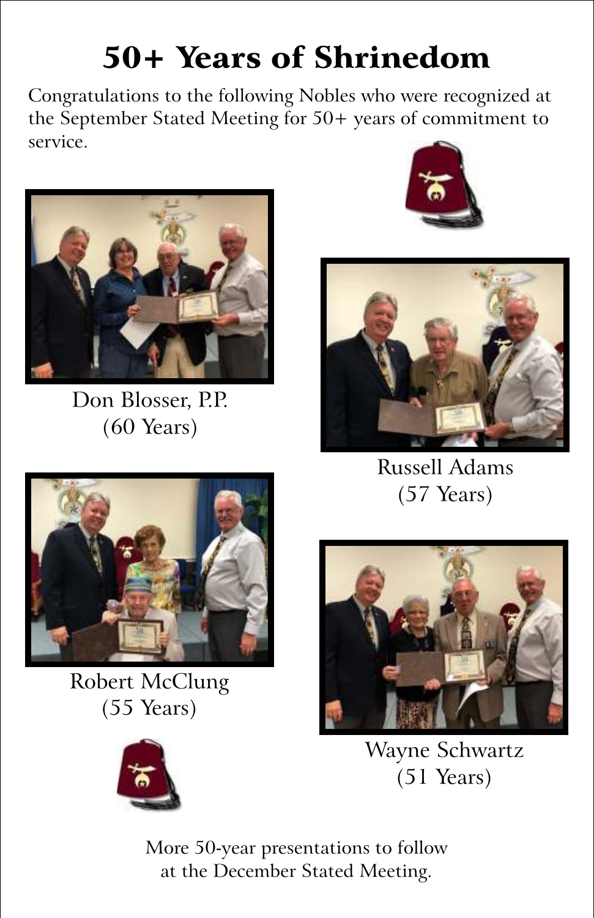# 50+ Years of Shrinedom

Congratulations to the following Nobles who were recognized at the September Stated Meeting for 50+ years of commitment to service.

Don Blosser, P.P.
(60 Years)

Russell Adams
(57 Years)

Robert McClung
(55 Years)

Wayne Schwartz
(51 Years)

More 50-year presentations to follow at the December Stated Meeting.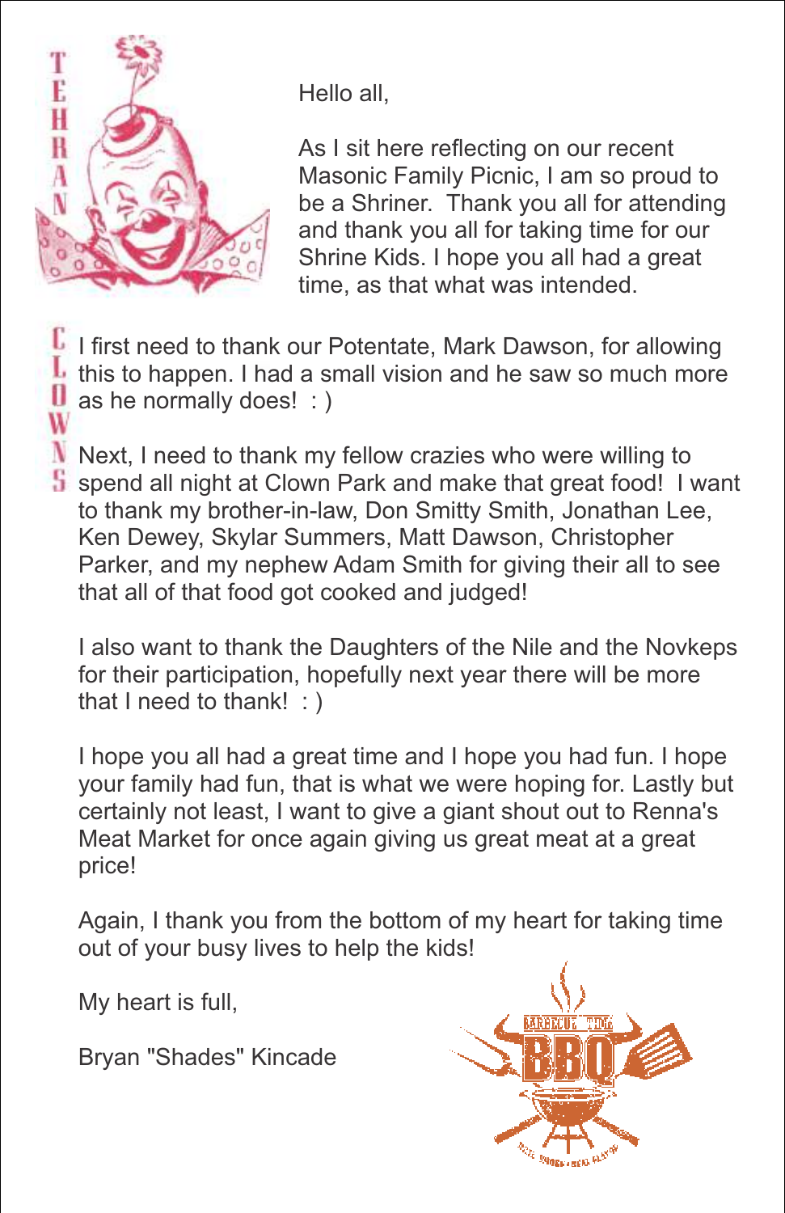TEHRAN CLOWNS

Hello all,

As I sit here reflecting on our recent Masonic Family Picnic, I am so proud to be a Shriner. Thank you all for attending and thank you all for taking time for our Shrine Kids. I hope you all had a great time, as that what was intended.

I first need to thank our Potentate, Mark Dawson, for allowing this to happen. I had a small vision and he saw so much more as he normally does! : )

Next, I need to thank my fellow crazies who were willing to spend all night at Clown Park and make that great food! I want to thank my brother-in-law, Don Smitty Smith, Jonathan Lee, Ken Dewey, Skylar Summers, Matt Dawson, Christopher Parker, and my nephew Adam Smith for giving their all to see that all of that food got cooked and judged!

I also want to thank the Daughters of the Nile and the Novkeps for their participation, hopefully next year there will be more that I need to thank! : )

I hope you all had a great time and I hope you had fun. I hope your family had fun, that is what we were hoping for. Lastly but certainly not least, I want to give a giant shout out to Renna's Meat Market for once again giving us great meat at a great price!

Again, I thank you from the bottom of my heart for taking time out of your busy lives to help the kids!

My heart is full,

Bryan "Shades" Kincade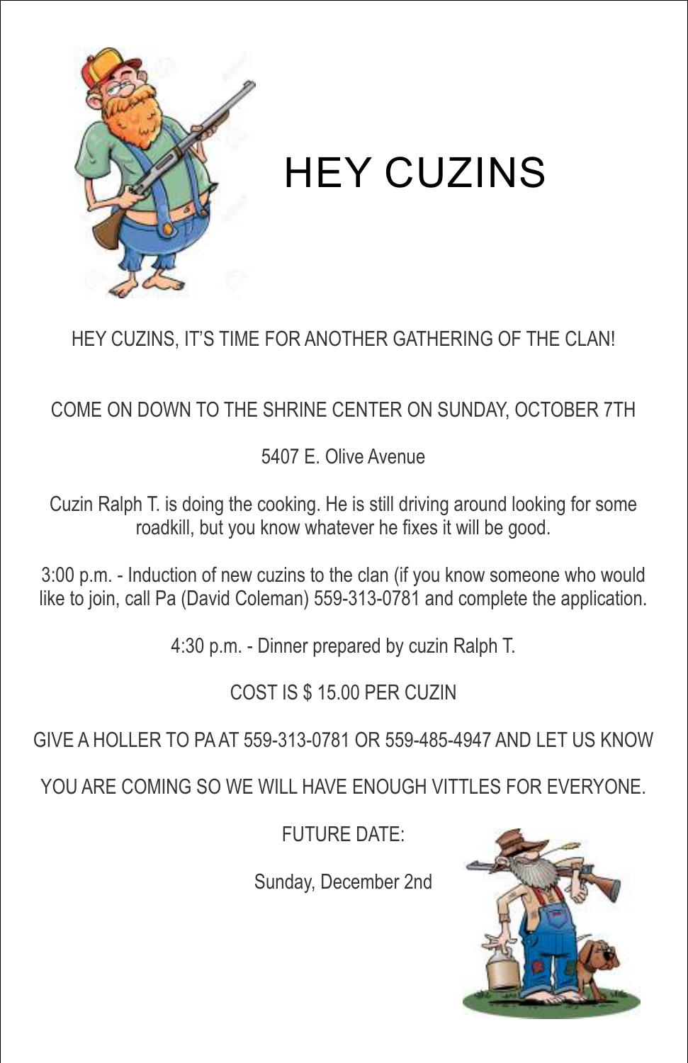# HEY CUZINS

HEY CUZINS, IT'S TIME FOR ANOTHER GATHERING OF THE CLAN!

COME ON DOWN TO THE SHRINE CENTER ON SUNDAY, OCTOBER 7TH

5407 E. Olive Avenue

Cuzin Ralph T. is doing the cooking. He is still driving around looking for some roadkill, but you know whatever he fixes it will be good.

3:00 p.m. - Induction of new cuzins to the clan (if you know someone who would like to join, call Pa (David Coleman) 559-313-0781 and complete the application.

4:30 p.m. - Dinner prepared by cuzin Ralph T.

COST IS $ 15.00 PER CUZIN

GIVE A HOLLER TO PA AT 559-313-0781 OR 559-485-4947 AND LET US KNOW

YOU ARE COMING SO WE WILL HAVE ENOUGH VITTLES FOR EVERYONE.

FUTURE DATE:

Sunday, December 2nd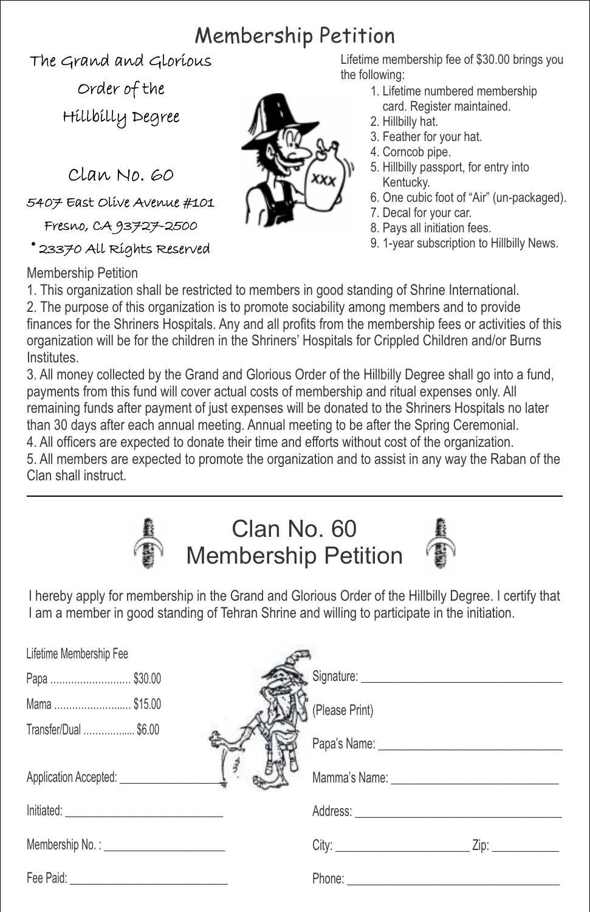# Membership Petition

The Grand and Glorious

Order of the

Hillbilly Degree

Clan No. 60

5407 East Olive Avenue #101

Fresno, CA 93727-2500

• 23370 All Rights Reserved

Lifetime membership fee of $30.00 brings you the following:

1. Lifetime numbered membership card. Register maintained.
2. Hillbilly hat.
3. Feather for your hat.
4. Corncob pipe.
5. Hillbilly passport, for entry into Kentucky.
6. One cubic foot of "Air" (un-packaged).
7. Decal for your car.
8. Pays all initiation fees.
9. 1-year subscription to Hillbilly News.

Membership Petition

1. This organization shall be restricted to members in good standing of Shrine International.
2. The purpose of this organization is to promote sociability among members and to provide finances for the Shriners Hospitals. Any and all profits from the membership fees or activities of this organization will be for the children in the Shriners' Hospitals for Crippled Children and/or Burns Institutes.
3. All money collected by the Grand and Glorious Order of the Hillbilly Degree shall go into a fund, payments from this fund will cover actual costs of membership and ritual expenses only. All remaining funds after payment of just expenses will be donated to the Shriners Hospitals no later than 30 days after each annual meeting. Annual meeting to be after the Spring Ceremonial.
4. All officers are expected to donate their time and efforts without cost of the organization.
5. All members are expected to promote the organization and to assist in any way the Raban of the Clan shall instruct.

---

## Clan No. 60 Membership Petition

I hereby apply for membership in the Grand and Glorious Order of the Hillbilly Degree. I certify that I am a member in good standing of Tehran Shrine and willing to participate in the initiation.

Lifetime Membership Fee

Papa .......................... $30.00

Mama ......................... $15.00

Transfer/Dual ................. $6.00

Application Accepted: ________________

Initiated: ___________________________

Membership No. : ____________________

Fee Paid: ___________________________

Signature: _________________________________

(Please Print)

Papa's Name: ______________________________

Mamma's Name: ____________________________

Address: __________________________________

City: ______________________ Zip: ___________

Phone: ____________________________________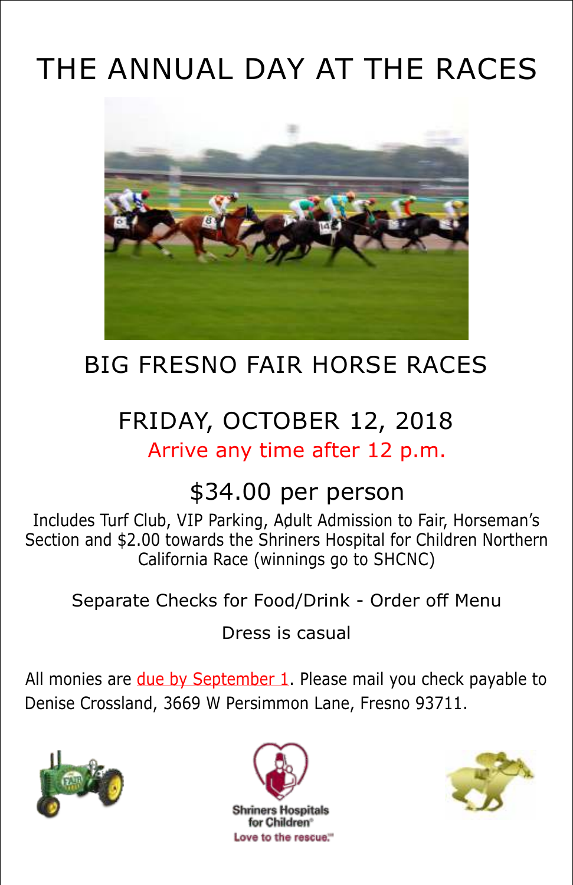# THE ANNUAL DAY AT THE RACES

## BIG FRESNO FAIR HORSE RACES

## FRIDAY, OCTOBER 12, 2018

Arrive any time after 12 p.m.

## $34.00 per person

Includes Turf Club, VIP Parking, Adult Admission to Fair, Horseman's Section and $2.00 towards the Shriners Hospital for Children Northern California Race (winnings go to SHCNC)

Separate Checks for Food/Drink - Order off Menu

Dress is casual

All monies are due by September 1. Please mail you check payable to Denise Crossland, 3669 W Persimmon Lane, Fresno 93711.

Shriners Hospitals for Children®
Love to the rescue.℠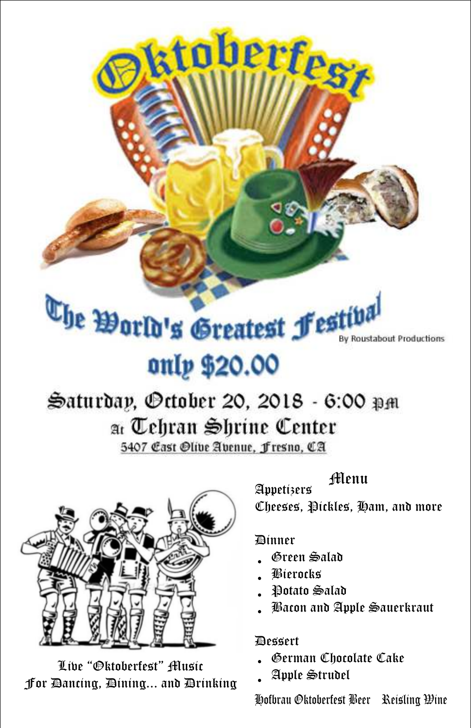# Oktoberfest

## The World's Greatest Festival

By Roustabout Productions

## only $20.00

**Saturday, October 20, 2018 - 6:00 PM**

**At Tehran Shrine Center**

5407 East Olive Avenue, Fresno, CA

Live "Oktoberfest" Music
For Dancing, Dining... and Drinking

### Menu

**Appetizers**

Cheeses, Pickles, Ham, and more

**Dinner**

- Green Salad
- Bierocks
- Potato Salad
- Bacon and Apple Sauerkraut

**Dessert**

- German Chocolate Cake
- Apple Strudel

Hofbrau Oktoberfest Beer    Reisling Wine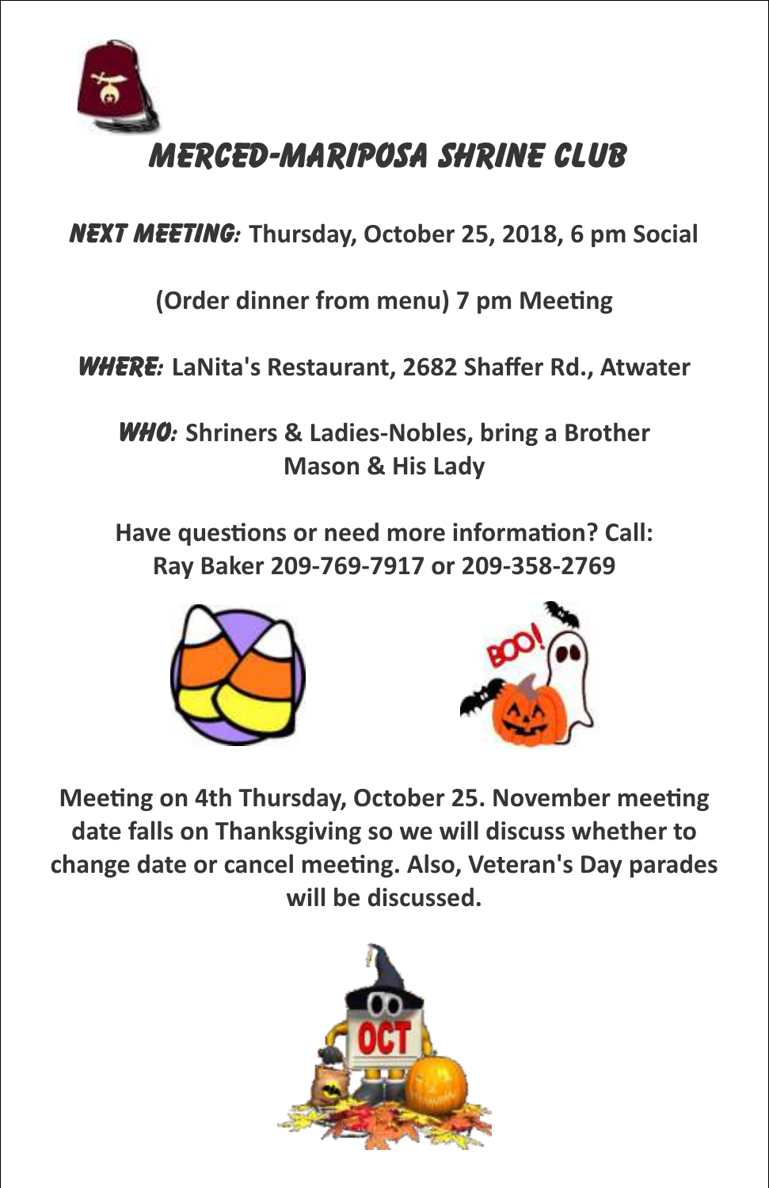# MERCED-MARIPOSA SHRINE CLUB

***NEXT MEETING:*** **Thursday, October 25, 2018, 6 pm Social**

**(Order dinner from menu) 7 pm Meeting**

***WHERE:*** **LaNita's Restaurant, 2682 Shaffer Rd., Atwater**

***WHO:*** **Shriners & Ladies-Nobles, bring a Brother Mason & His Lady**

**Have questions or need more information? Call: Ray Baker 209-769-7917 or 209-358-2769**

**Meeting on 4th Thursday, October 25. November meeting date falls on Thanksgiving so we will discuss whether to change date or cancel meeting. Also, Veteran's Day parades will be discussed.**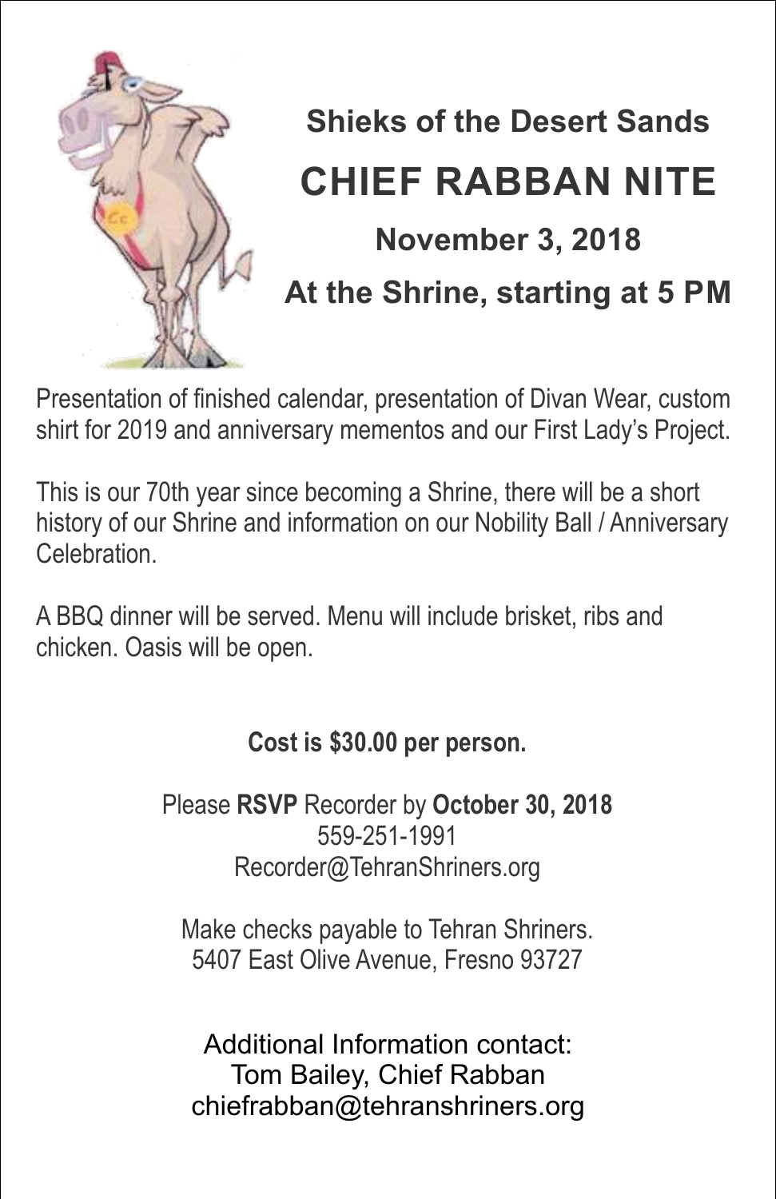# Shieks of the Desert Sands

# CHIEF RABBAN NITE

## November 3, 2018

## At the Shrine, starting at 5 PM

Presentation of finished calendar, presentation of Divan Wear, custom shirt for 2019 and anniversary mementos and our First Lady's Project.

This is our 70th year since becoming a Shrine, there will be a short history of our Shrine and information on our Nobility Ball / Anniversary Celebration.

A BBQ dinner will be served. Menu will include brisket, ribs and chicken. Oasis will be open.

**Cost is $30.00 per person.**

Please **RSVP** Recorder by **October 30, 2018**
559-251-1991
Recorder@TehranShriners.org

Make checks payable to Tehran Shriners.
5407 East Olive Avenue, Fresno 93727

Additional Information contact:
Tom Bailey, Chief Rabban
chiefrabban@tehranshriners.org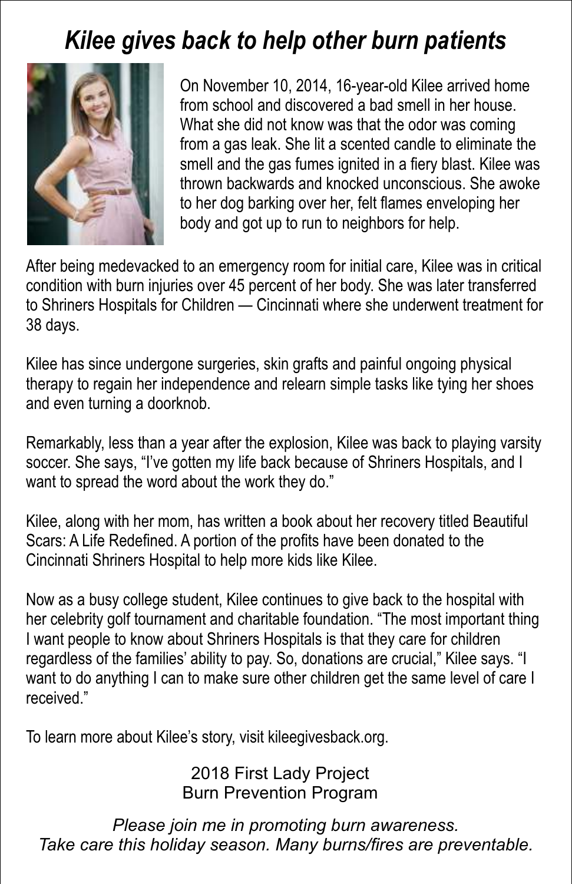# *Kilee gives back to help other burn patients*

On November 10, 2014, 16-year-old Kilee arrived home from school and discovered a bad smell in her house. What she did not know was that the odor was coming from a gas leak. She lit a scented candle to eliminate the smell and the gas fumes ignited in a fiery blast. Kilee was thrown backwards and knocked unconscious. She awoke to her dog barking over her, felt flames enveloping her body and got up to run to neighbors for help.

After being medevacked to an emergency room for initial care, Kilee was in critical condition with burn injuries over 45 percent of her body. She was later transferred to Shriners Hospitals for Children — Cincinnati where she underwent treatment for 38 days.

Kilee has since undergone surgeries, skin grafts and painful ongoing physical therapy to regain her independence and relearn simple tasks like tying her shoes and even turning a doorknob.

Remarkably, less than a year after the explosion, Kilee was back to playing varsity soccer. She says, "I've gotten my life back because of Shriners Hospitals, and I want to spread the word about the work they do."

Kilee, along with her mom, has written a book about her recovery titled Beautiful Scars: A Life Redefined. A portion of the profits have been donated to the Cincinnati Shriners Hospital to help more kids like Kilee.

Now as a busy college student, Kilee continues to give back to the hospital with her celebrity golf tournament and charitable foundation. "The most important thing I want people to know about Shriners Hospitals is that they care for children regardless of the families' ability to pay. So, donations are crucial," Kilee says. "I want to do anything I can to make sure other children get the same level of care I received."

To learn more about Kilee's story, visit kileegivesback.org.

2018 First Lady Project
Burn Prevention Program

*Please join me in promoting burn awareness.*
*Take care this holiday season. Many burns/fires are preventable.*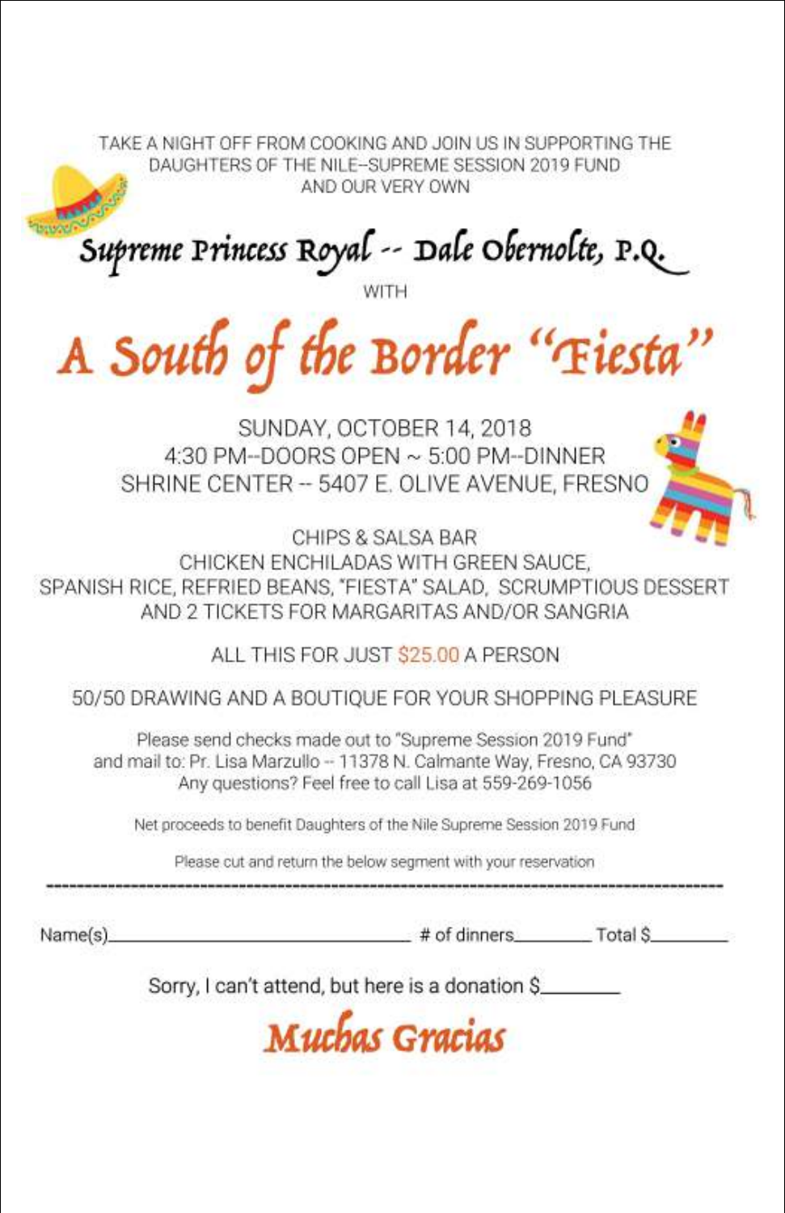TAKE A NIGHT OFF FROM COOKING AND JOIN US IN SUPPORTING THE DAUGHTERS OF THE NILE--SUPREME SESSION 2019 FUND AND OUR VERY OWN

# Supreme Princess Royal -- Dale Obernolte, P.Q.

WITH

# A South of the Border "Fiesta"

SUNDAY, OCTOBER 14, 2018
4:30 PM--DOORS OPEN ~ 5:00 PM--DINNER
SHRINE CENTER -- 5407 E. OLIVE AVENUE, FRESNO

CHIPS & SALSA BAR
CHICKEN ENCHILADAS WITH GREEN SAUCE,
SPANISH RICE, REFRIED BEANS, "FIESTA" SALAD, SCRUMPTIOUS DESSERT
AND 2 TICKETS FOR MARGARITAS AND/OR SANGRIA

ALL THIS FOR JUST $25.00 A PERSON

50/50 DRAWING AND A BOUTIQUE FOR YOUR SHOPPING PLEASURE

Please send checks made out to "Supreme Session 2019 Fund"
and mail to: Pr. Lisa Marzullo -- 11378 N. Calmante Way, Fresno, CA 93730
Any questions? Feel free to call Lisa at 559-269-1056

Net proceeds to benefit Daughters of the Nile Supreme Session 2019 Fund

Please cut and return the below segment with your reservation

---

Name(s)\_\_\_\_\_\_\_\_\_\_\_\_\_\_\_\_\_\_\_\_\_\_\_\_ # of dinners\_\_\_\_\_\_\_\_ Total $\_\_\_\_\_\_\_\_

Sorry, I can't attend, but here is a donation $\_\_\_\_\_\_\_\_

## Muchas Gracias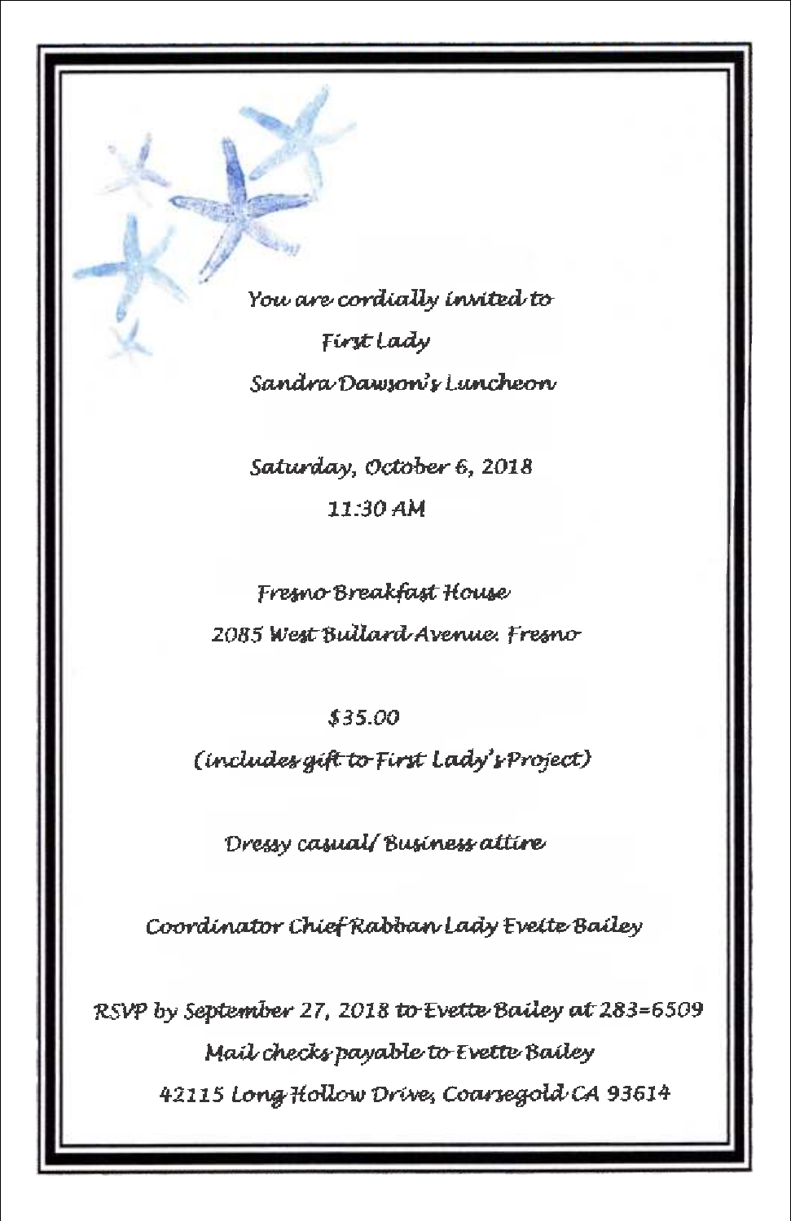You are cordially invited to

First Lady

Sandra Dawson's Luncheon

Saturday, October 6, 2018

11:30 AM

Fresno Breakfast House

2085 West Bullard Avenue. Fresno

$35.00

(includes gift to First Lady's Project)

Dressy casual/ Business attire

Coordinator Chief Rabban Lady Evelte Bailey

RSVP by September 27, 2018 to Evette Bailey at 283=6509

Mail checks payable to Evette Bailey

42115 Long Hollow Drive, Coarsegold CA 93614